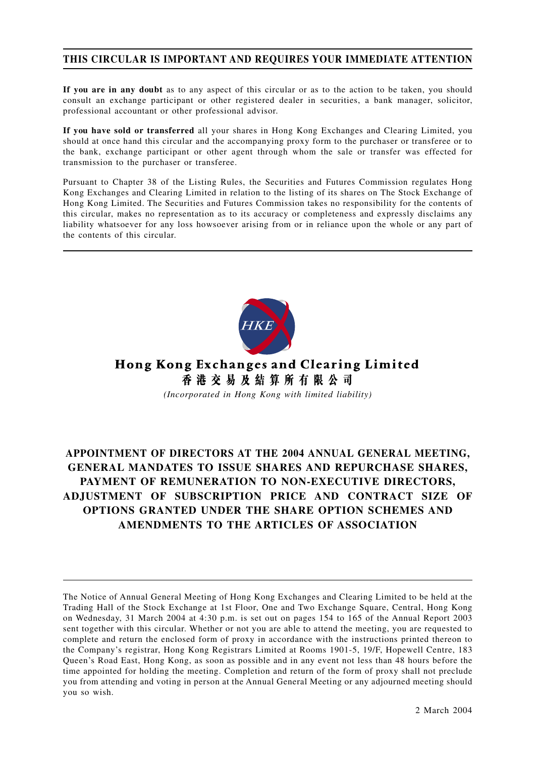**THIS CIRCULAR IS IMPORTANT AND REQUIRES YOUR IMMEDIATE ATTENTION**

**If you are in any doubt** as to any aspect of this circular or as to the action to be taken, you should consult an exchange participant or other registered dealer in securities, a bank manager, solicitor, professional accountant or other professional advisor.

**If you have sold or transferred** all your shares in Hong Kong Exchanges and Clearing Limited, you should at once hand this circular and the accompanying proxy form to the purchaser or transferee or to the bank, exchange participant or other agent through whom the sale or transfer was effected for transmission to the purchaser or transferee.

Pursuant to Chapter 38 of the Listing Rules, the Securities and Futures Commission regulates Hong Kong Exchanges and Clearing Limited in relation to the listing of its shares on The Stock Exchange of Hong Kong Limited. The Securities and Futures Commission takes no responsibility for the contents of this circular, makes no representation as to its accuracy or completeness and expressly disclaims any liability whatsoever for any loss howsoever arising from or in reliance upon the whole or any part of the contents of this circular.

**Hong Kong Exchanges and Clearing Limited**
**香港交易及結算所有限公司**

*(Incorporated in Hong Kong with limited liability)*

# APPOINTMENT OF DIRECTORS AT THE 2004 ANNUAL GENERAL MEETING, GENERAL MANDATES TO ISSUE SHARES AND REPURCHASE SHARES, PAYMENT OF REMUNERATION TO NON-EXECUTIVE DIRECTORS, ADJUSTMENT OF SUBSCRIPTION PRICE AND CONTRACT SIZE OF OPTIONS GRANTED UNDER THE SHARE OPTION SCHEMES AND AMENDMENTS TO THE ARTICLES OF ASSOCIATION

The Notice of Annual General Meeting of Hong Kong Exchanges and Clearing Limited to be held at the Trading Hall of the Stock Exchange at 1st Floor, One and Two Exchange Square, Central, Hong Kong on Wednesday, 31 March 2004 at 4:30 p.m. is set out on pages 154 to 165 of the Annual Report 2003 sent together with this circular. Whether or not you are able to attend the meeting, you are requested to complete and return the enclosed form of proxy in accordance with the instructions printed thereon to the Company's registrar, Hong Kong Registrars Limited at Rooms 1901-5, 19/F, Hopewell Centre, 183 Queen's Road East, Hong Kong, as soon as possible and in any event not less than 48 hours before the time appointed for holding the meeting. Completion and return of the form of proxy shall not preclude you from attending and voting in person at the Annual General Meeting or any adjourned meeting should you so wish.

2 March 2004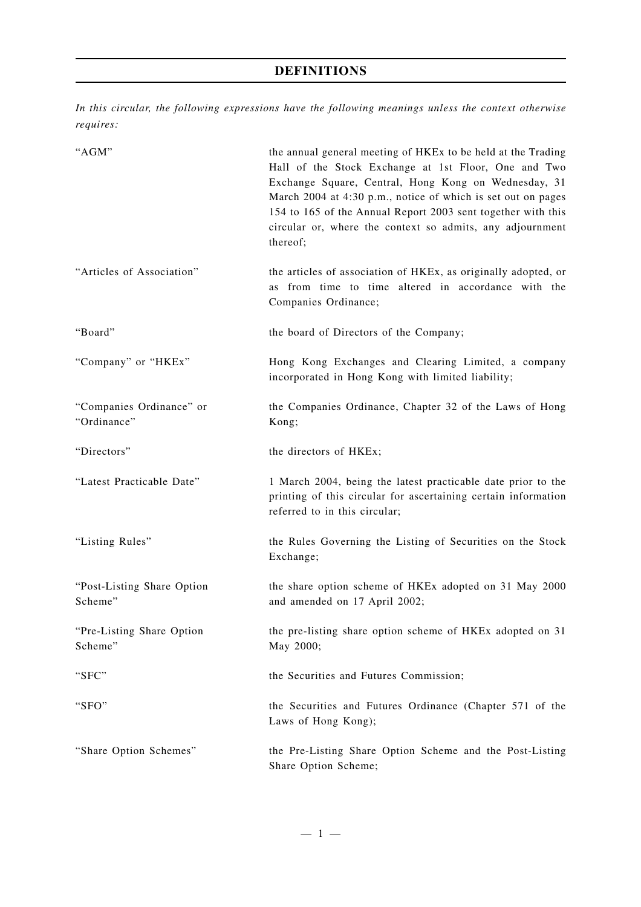# DEFINITIONS

*In this circular, the following expressions have the following meanings unless the context otherwise requires:*

| | |
|---|---|
| "AGM" | the annual general meeting of HKEx to be held at the Trading Hall of the Stock Exchange at 1st Floor, One and Two Exchange Square, Central, Hong Kong on Wednesday, 31 March 2004 at 4:30 p.m., notice of which is set out on pages 154 to 165 of the Annual Report 2003 sent together with this circular or, where the context so admits, any adjournment thereof; |
| "Articles of Association" | the articles of association of HKEx, as originally adopted, or as from time to time altered in accordance with the Companies Ordinance; |
| "Board" | the board of Directors of the Company; |
| "Company" or "HKEx" | Hong Kong Exchanges and Clearing Limited, a company incorporated in Hong Kong with limited liability; |
| "Companies Ordinance" or "Ordinance" | the Companies Ordinance, Chapter 32 of the Laws of Hong Kong; |
| "Directors" | the directors of HKEx; |
| "Latest Practicable Date" | 1 March 2004, being the latest practicable date prior to the printing of this circular for ascertaining certain information referred to in this circular; |
| "Listing Rules" | the Rules Governing the Listing of Securities on the Stock Exchange; |
| "Post-Listing Share Option Scheme" | the share option scheme of HKEx adopted on 31 May 2000 and amended on 17 April 2002; |
| "Pre-Listing Share Option Scheme" | the pre-listing share option scheme of HKEx adopted on 31 May 2000; |
| "SFC" | the Securities and Futures Commission; |
| "SFO" | the Securities and Futures Ordinance (Chapter 571 of the Laws of Hong Kong); |
| "Share Option Schemes" | the Pre-Listing Share Option Scheme and the Post-Listing Share Option Scheme; |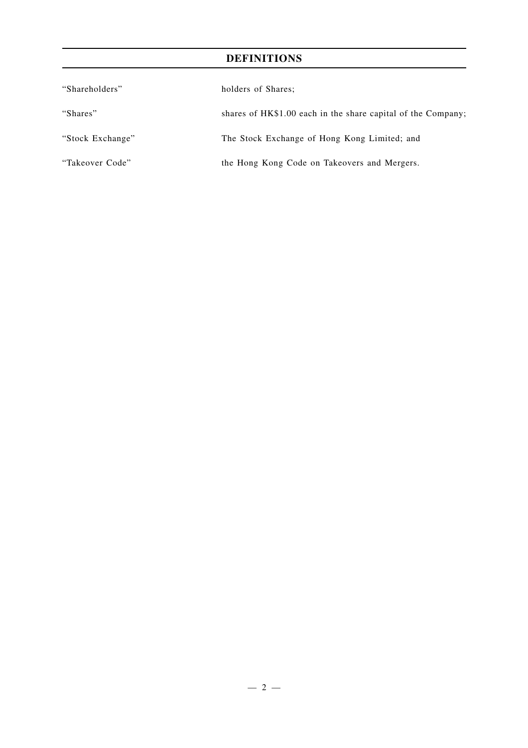## DEFINITIONS

| | |
|---|---|
| "Shareholders" | holders of Shares; |
| "Shares" | shares of HK$1.00 each in the share capital of the Company; |
| "Stock Exchange" | The Stock Exchange of Hong Kong Limited; and |
| "Takeover Code" | the Hong Kong Code on Takeovers and Mergers. |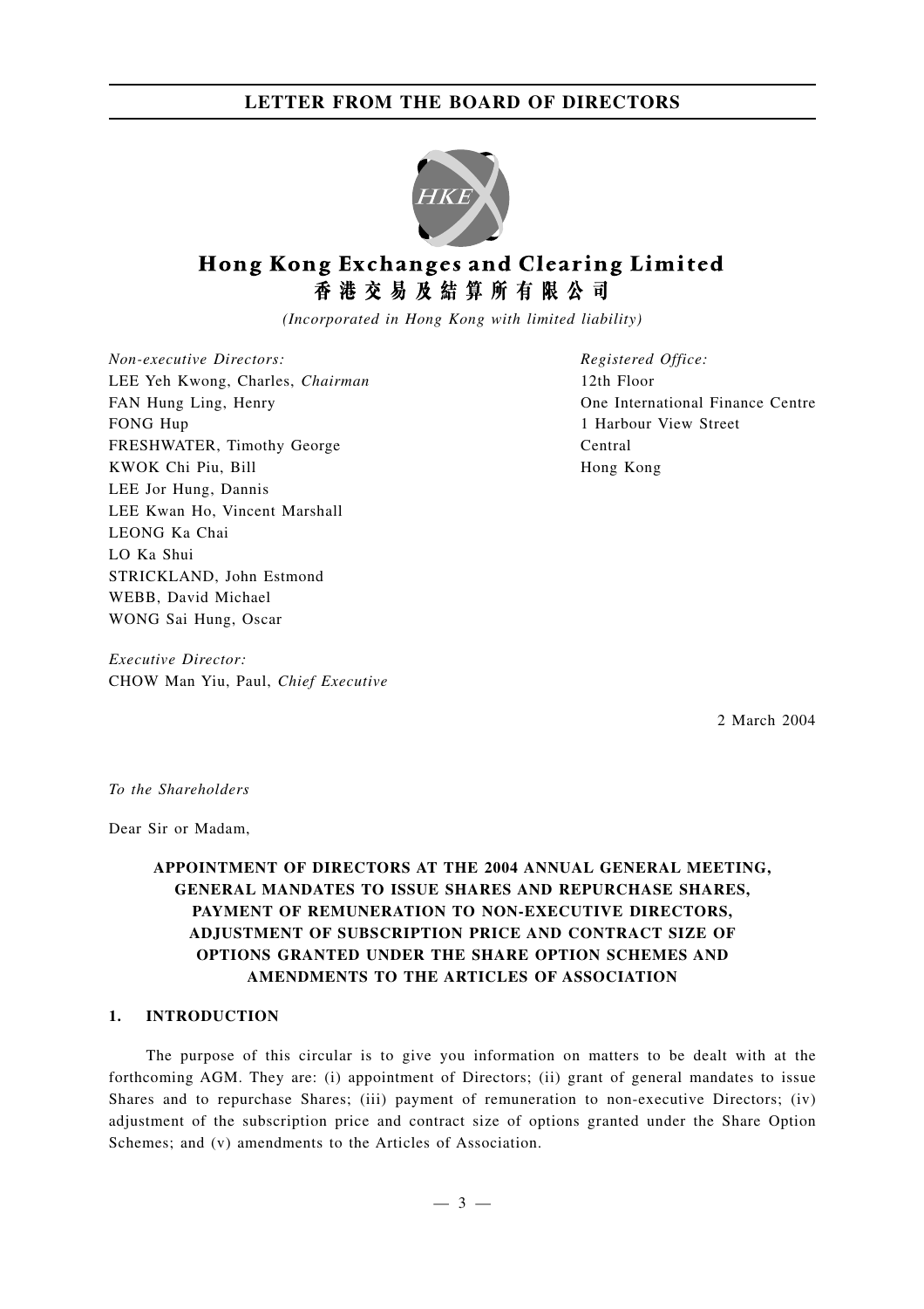# LETTER FROM THE BOARD OF DIRECTORS

**Hong Kong Exchanges and Clearing Limited**
**香港交易及結算所有限公司**

*(Incorporated in Hong Kong with limited liability)*

*Non-executive Directors:*
LEE Yeh Kwong, Charles, *Chairman*
FAN Hung Ling, Henry
FONG Hup
FRESHWATER, Timothy George
KWOK Chi Piu, Bill
LEE Jor Hung, Dannis
LEE Kwan Ho, Vincent Marshall
LEONG Ka Chai
LO Ka Shui
STRICKLAND, John Estmond
WEBB, David Michael
WONG Sai Hung, Oscar

*Executive Director:*
CHOW Man Yiu, Paul, *Chief Executive*

*Registered Office:*
12th Floor
One International Finance Centre
1 Harbour View Street
Central
Hong Kong

2 March 2004

*To the Shareholders*

Dear Sir or Madam,

**APPOINTMENT OF DIRECTORS AT THE 2004 ANNUAL GENERAL MEETING, GENERAL MANDATES TO ISSUE SHARES AND REPURCHASE SHARES, PAYMENT OF REMUNERATION TO NON-EXECUTIVE DIRECTORS, ADJUSTMENT OF SUBSCRIPTION PRICE AND CONTRACT SIZE OF OPTIONS GRANTED UNDER THE SHARE OPTION SCHEMES AND AMENDMENTS TO THE ARTICLES OF ASSOCIATION**

## 1. INTRODUCTION

The purpose of this circular is to give you information on matters to be dealt with at the forthcoming AGM. They are: (i) appointment of Directors; (ii) grant of general mandates to issue Shares and to repurchase Shares; (iii) payment of remuneration to non-executive Directors; (iv) adjustment of the subscription price and contract size of options granted under the Share Option Schemes; and (v) amendments to the Articles of Association.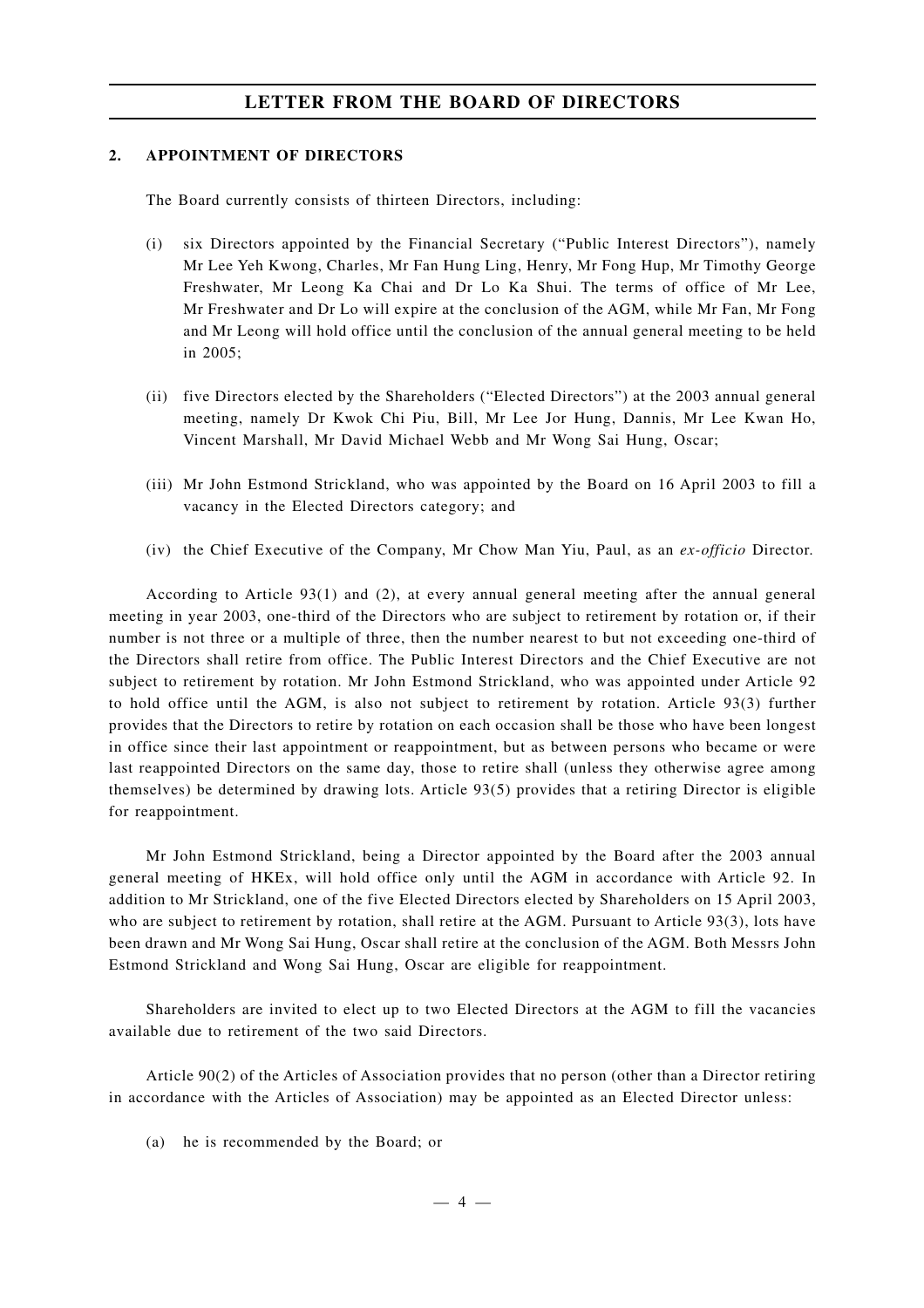## 2. APPOINTMENT OF DIRECTORS

The Board currently consists of thirteen Directors, including:

(i) six Directors appointed by the Financial Secretary ("Public Interest Directors"), namely Mr Lee Yeh Kwong, Charles, Mr Fan Hung Ling, Henry, Mr Fong Hup, Mr Timothy George Freshwater, Mr Leong Ka Chai and Dr Lo Ka Shui. The terms of office of Mr Lee, Mr Freshwater and Dr Lo will expire at the conclusion of the AGM, while Mr Fan, Mr Fong and Mr Leong will hold office until the conclusion of the annual general meeting to be held in 2005;

(ii) five Directors elected by the Shareholders ("Elected Directors") at the 2003 annual general meeting, namely Dr Kwok Chi Piu, Bill, Mr Lee Jor Hung, Dannis, Mr Lee Kwan Ho, Vincent Marshall, Mr David Michael Webb and Mr Wong Sai Hung, Oscar;

(iii) Mr John Estmond Strickland, who was appointed by the Board on 16 April 2003 to fill a vacancy in the Elected Directors category; and

(iv) the Chief Executive of the Company, Mr Chow Man Yiu, Paul, as an *ex-officio* Director.

According to Article 93(1) and (2), at every annual general meeting after the annual general meeting in year 2003, one-third of the Directors who are subject to retirement by rotation or, if their number is not three or a multiple of three, then the number nearest to but not exceeding one-third of the Directors shall retire from office. The Public Interest Directors and the Chief Executive are not subject to retirement by rotation. Mr John Estmond Strickland, who was appointed under Article 92 to hold office until the AGM, is also not subject to retirement by rotation. Article 93(3) further provides that the Directors to retire by rotation on each occasion shall be those who have been longest in office since their last appointment or reappointment, but as between persons who became or were last reappointed Directors on the same day, those to retire shall (unless they otherwise agree among themselves) be determined by drawing lots. Article 93(5) provides that a retiring Director is eligible for reappointment.

Mr John Estmond Strickland, being a Director appointed by the Board after the 2003 annual general meeting of HKEx, will hold office only until the AGM in accordance with Article 92. In addition to Mr Strickland, one of the five Elected Directors elected by Shareholders on 15 April 2003, who are subject to retirement by rotation, shall retire at the AGM. Pursuant to Article 93(3), lots have been drawn and Mr Wong Sai Hung, Oscar shall retire at the conclusion of the AGM. Both Messrs John Estmond Strickland and Wong Sai Hung, Oscar are eligible for reappointment.

Shareholders are invited to elect up to two Elected Directors at the AGM to fill the vacancies available due to retirement of the two said Directors.

Article 90(2) of the Articles of Association provides that no person (other than a Director retiring in accordance with the Articles of Association) may be appointed as an Elected Director unless:

(a) he is recommended by the Board; or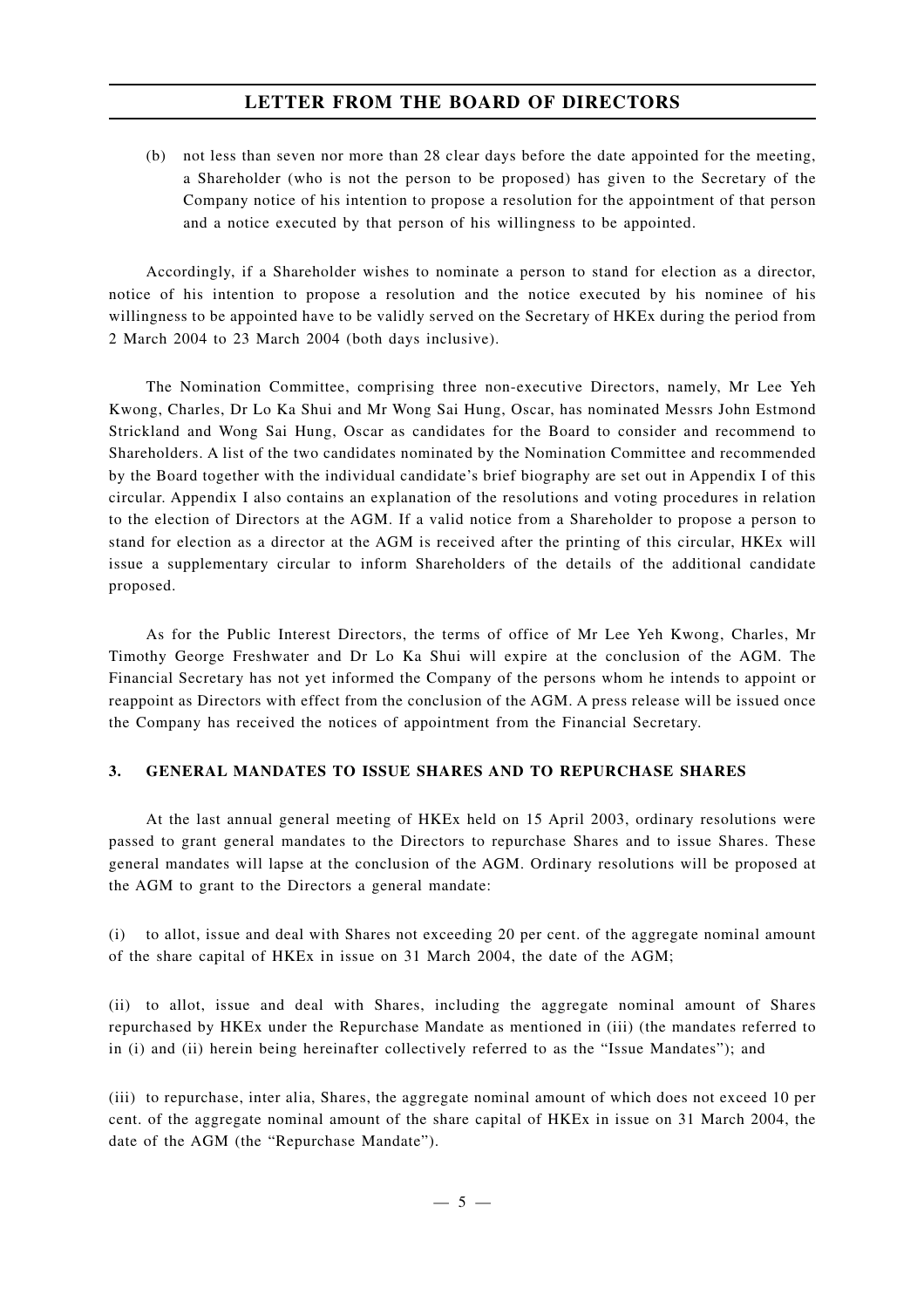(b) not less than seven nor more than 28 clear days before the date appointed for the meeting, a Shareholder (who is not the person to be proposed) has given to the Secretary of the Company notice of his intention to propose a resolution for the appointment of that person and a notice executed by that person of his willingness to be appointed.

Accordingly, if a Shareholder wishes to nominate a person to stand for election as a director, notice of his intention to propose a resolution and the notice executed by his nominee of his willingness to be appointed have to be validly served on the Secretary of HKEx during the period from 2 March 2004 to 23 March 2004 (both days inclusive).

The Nomination Committee, comprising three non-executive Directors, namely, Mr Lee Yeh Kwong, Charles, Dr Lo Ka Shui and Mr Wong Sai Hung, Oscar, has nominated Messrs John Estmond Strickland and Wong Sai Hung, Oscar as candidates for the Board to consider and recommend to Shareholders. A list of the two candidates nominated by the Nomination Committee and recommended by the Board together with the individual candidate's brief biography are set out in Appendix I of this circular. Appendix I also contains an explanation of the resolutions and voting procedures in relation to the election of Directors at the AGM. If a valid notice from a Shareholder to propose a person to stand for election as a director at the AGM is received after the printing of this circular, HKEx will issue a supplementary circular to inform Shareholders of the details of the additional candidate proposed.

As for the Public Interest Directors, the terms of office of Mr Lee Yeh Kwong, Charles, Mr Timothy George Freshwater and Dr Lo Ka Shui will expire at the conclusion of the AGM. The Financial Secretary has not yet informed the Company of the persons whom he intends to appoint or reappoint as Directors with effect from the conclusion of the AGM. A press release will be issued once the Company has received the notices of appointment from the Financial Secretary.

## 3. GENERAL MANDATES TO ISSUE SHARES AND TO REPURCHASE SHARES

At the last annual general meeting of HKEx held on 15 April 2003, ordinary resolutions were passed to grant general mandates to the Directors to repurchase Shares and to issue Shares. These general mandates will lapse at the conclusion of the AGM. Ordinary resolutions will be proposed at the AGM to grant to the Directors a general mandate:

(i) to allot, issue and deal with Shares not exceeding 20 per cent. of the aggregate nominal amount of the share capital of HKEx in issue on 31 March 2004, the date of the AGM;

(ii) to allot, issue and deal with Shares, including the aggregate nominal amount of Shares repurchased by HKEx under the Repurchase Mandate as mentioned in (iii) (the mandates referred to in (i) and (ii) herein being hereinafter collectively referred to as the "Issue Mandates"); and

(iii) to repurchase, inter alia, Shares, the aggregate nominal amount of which does not exceed 10 per cent. of the aggregate nominal amount of the share capital of HKEx in issue on 31 March 2004, the date of the AGM (the "Repurchase Mandate").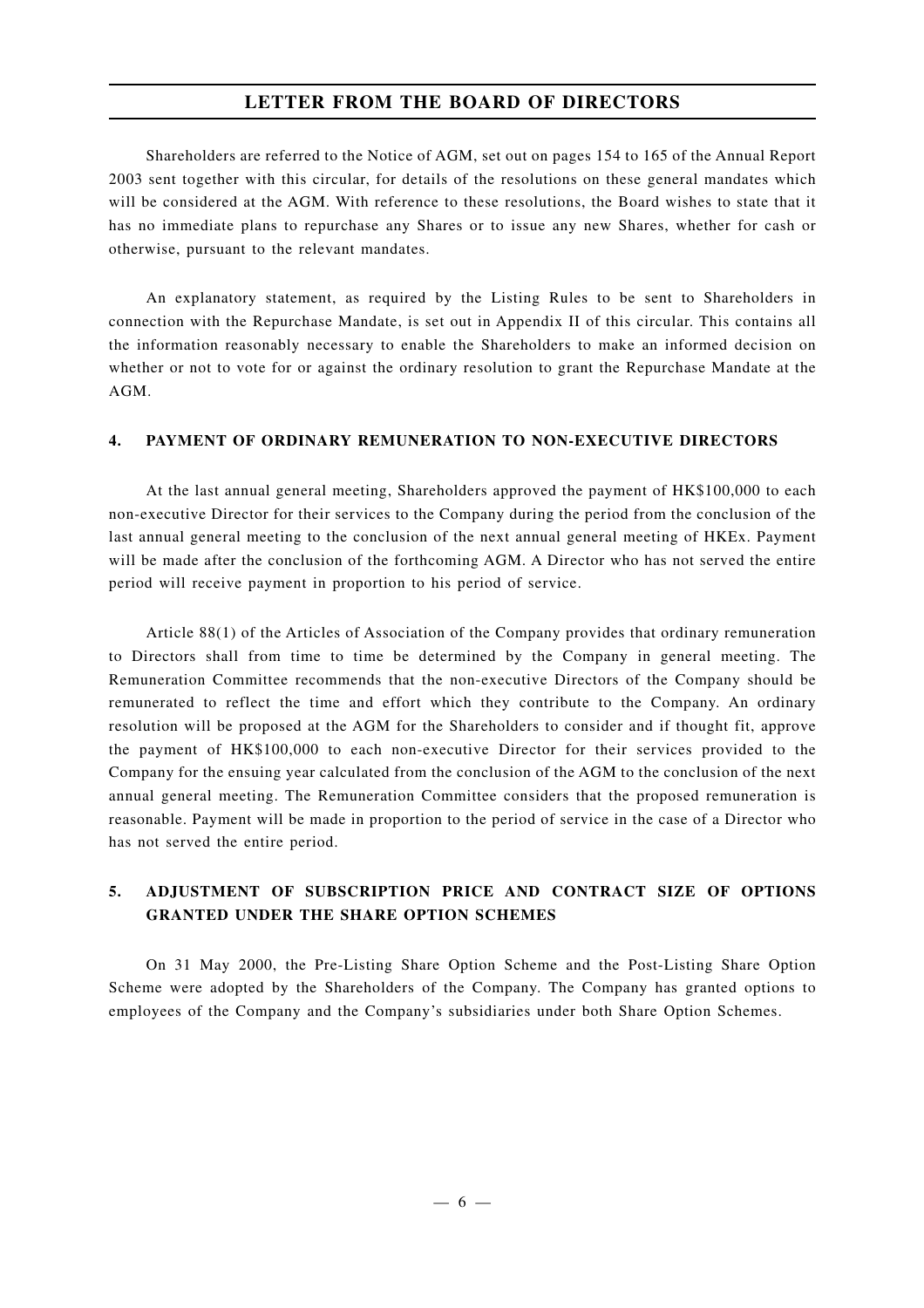Shareholders are referred to the Notice of AGM, set out on pages 154 to 165 of the Annual Report 2003 sent together with this circular, for details of the resolutions on these general mandates which will be considered at the AGM. With reference to these resolutions, the Board wishes to state that it has no immediate plans to repurchase any Shares or to issue any new Shares, whether for cash or otherwise, pursuant to the relevant mandates.

An explanatory statement, as required by the Listing Rules to be sent to Shareholders in connection with the Repurchase Mandate, is set out in Appendix II of this circular. This contains all the information reasonably necessary to enable the Shareholders to make an informed decision on whether or not to vote for or against the ordinary resolution to grant the Repurchase Mandate at the AGM.

## 4. PAYMENT OF ORDINARY REMUNERATION TO NON-EXECUTIVE DIRECTORS

At the last annual general meeting, Shareholders approved the payment of HK$100,000 to each non-executive Director for their services to the Company during the period from the conclusion of the last annual general meeting to the conclusion of the next annual general meeting of HKEx. Payment will be made after the conclusion of the forthcoming AGM. A Director who has not served the entire period will receive payment in proportion to his period of service.

Article 88(1) of the Articles of Association of the Company provides that ordinary remuneration to Directors shall from time to time be determined by the Company in general meeting. The Remuneration Committee recommends that the non-executive Directors of the Company should be remunerated to reflect the time and effort which they contribute to the Company. An ordinary resolution will be proposed at the AGM for the Shareholders to consider and if thought fit, approve the payment of HK$100,000 to each non-executive Director for their services provided to the Company for the ensuing year calculated from the conclusion of the AGM to the conclusion of the next annual general meeting. The Remuneration Committee considers that the proposed remuneration is reasonable. Payment will be made in proportion to the period of service in the case of a Director who has not served the entire period.

## 5. ADJUSTMENT OF SUBSCRIPTION PRICE AND CONTRACT SIZE OF OPTIONS GRANTED UNDER THE SHARE OPTION SCHEMES

On 31 May 2000, the Pre-Listing Share Option Scheme and the Post-Listing Share Option Scheme were adopted by the Shareholders of the Company. The Company has granted options to employees of the Company and the Company's subsidiaries under both Share Option Schemes.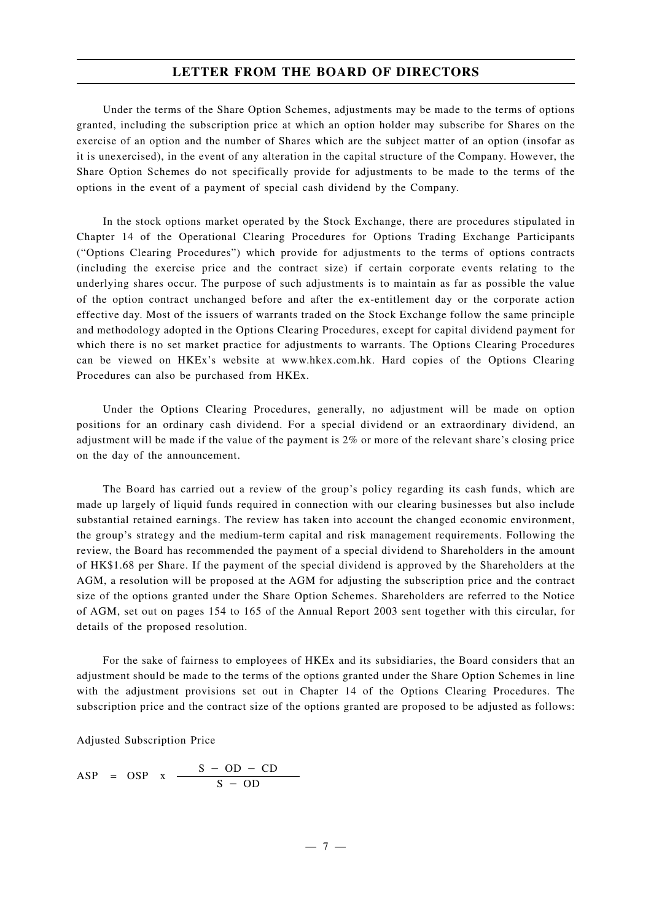Under the terms of the Share Option Schemes, adjustments may be made to the terms of options granted, including the subscription price at which an option holder may subscribe for Shares on the exercise of an option and the number of Shares which are the subject matter of an option (insofar as it is unexercised), in the event of any alteration in the capital structure of the Company. However, the Share Option Schemes do not specifically provide for adjustments to be made to the terms of the options in the event of a payment of special cash dividend by the Company.

In the stock options market operated by the Stock Exchange, there are procedures stipulated in Chapter 14 of the Operational Clearing Procedures for Options Trading Exchange Participants ("Options Clearing Procedures") which provide for adjustments to the terms of options contracts (including the exercise price and the contract size) if certain corporate events relating to the underlying shares occur. The purpose of such adjustments is to maintain as far as possible the value of the option contract unchanged before and after the ex-entitlement day or the corporate action effective day. Most of the issuers of warrants traded on the Stock Exchange follow the same principle and methodology adopted in the Options Clearing Procedures, except for capital dividend payment for which there is no set market practice for adjustments to warrants. The Options Clearing Procedures can be viewed on HKEx's website at www.hkex.com.hk. Hard copies of the Options Clearing Procedures can also be purchased from HKEx.

Under the Options Clearing Procedures, generally, no adjustment will be made on option positions for an ordinary cash dividend. For a special dividend or an extraordinary dividend, an adjustment will be made if the value of the payment is 2% or more of the relevant share's closing price on the day of the announcement.

The Board has carried out a review of the group's policy regarding its cash funds, which are made up largely of liquid funds required in connection with our clearing businesses but also include substantial retained earnings. The review has taken into account the changed economic environment, the group's strategy and the medium-term capital and risk management requirements. Following the review, the Board has recommended the payment of a special dividend to Shareholders in the amount of HK$1.68 per Share. If the payment of the special dividend is approved by the Shareholders at the AGM, a resolution will be proposed at the AGM for adjusting the subscription price and the contract size of the options granted under the Share Option Schemes. Shareholders are referred to the Notice of AGM, set out on pages 154 to 165 of the Annual Report 2003 sent together with this circular, for details of the proposed resolution.

For the sake of fairness to employees of HKEx and its subsidiaries, the Board considers that an adjustment should be made to the terms of the options granted under the Share Option Schemes in line with the adjustment provisions set out in Chapter 14 of the Options Clearing Procedures. The subscription price and the contract size of the options granted are proposed to be adjusted as follows:

Adjusted Subscription Price

$$ASP = OSP \times \frac{S - OD - CD}{S - OD}$$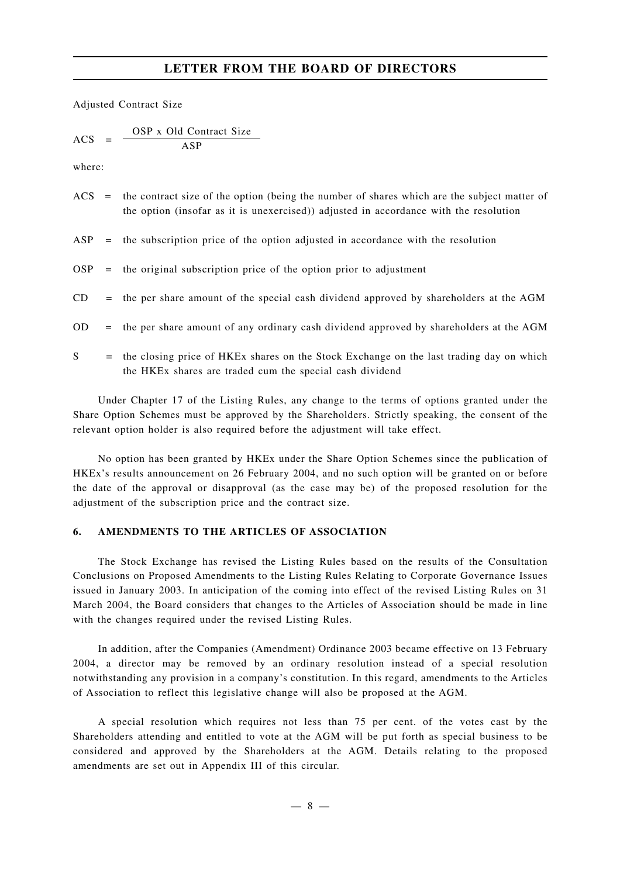Adjusted Contract Size

$$ACS = \frac{OSP \text{ x Old Contract Size}}{ASP}$$

where:

ACS = the contract size of the option (being the number of shares which are the subject matter of the option (insofar as it is unexercised)) adjusted in accordance with the resolution

ASP = the subscription price of the option adjusted in accordance with the resolution

OSP = the original subscription price of the option prior to adjustment

CD = the per share amount of the special cash dividend approved by shareholders at the AGM

OD = the per share amount of any ordinary cash dividend approved by shareholders at the AGM

S = the closing price of HKEx shares on the Stock Exchange on the last trading day on which the HKEx shares are traded cum the special cash dividend

Under Chapter 17 of the Listing Rules, any change to the terms of options granted under the Share Option Schemes must be approved by the Shareholders. Strictly speaking, the consent of the relevant option holder is also required before the adjustment will take effect.

No option has been granted by HKEx under the Share Option Schemes since the publication of HKEx's results announcement on 26 February 2004, and no such option will be granted on or before the date of the approval or disapproval (as the case may be) of the proposed resolution for the adjustment of the subscription price and the contract size.

## 6. AMENDMENTS TO THE ARTICLES OF ASSOCIATION

The Stock Exchange has revised the Listing Rules based on the results of the Consultation Conclusions on Proposed Amendments to the Listing Rules Relating to Corporate Governance Issues issued in January 2003. In anticipation of the coming into effect of the revised Listing Rules on 31 March 2004, the Board considers that changes to the Articles of Association should be made in line with the changes required under the revised Listing Rules.

In addition, after the Companies (Amendment) Ordinance 2003 became effective on 13 February 2004, a director may be removed by an ordinary resolution instead of a special resolution notwithstanding any provision in a company's constitution. In this regard, amendments to the Articles of Association to reflect this legislative change will also be proposed at the AGM.

A special resolution which requires not less than 75 per cent. of the votes cast by the Shareholders attending and entitled to vote at the AGM will be put forth as special business to be considered and approved by the Shareholders at the AGM. Details relating to the proposed amendments are set out in Appendix III of this circular.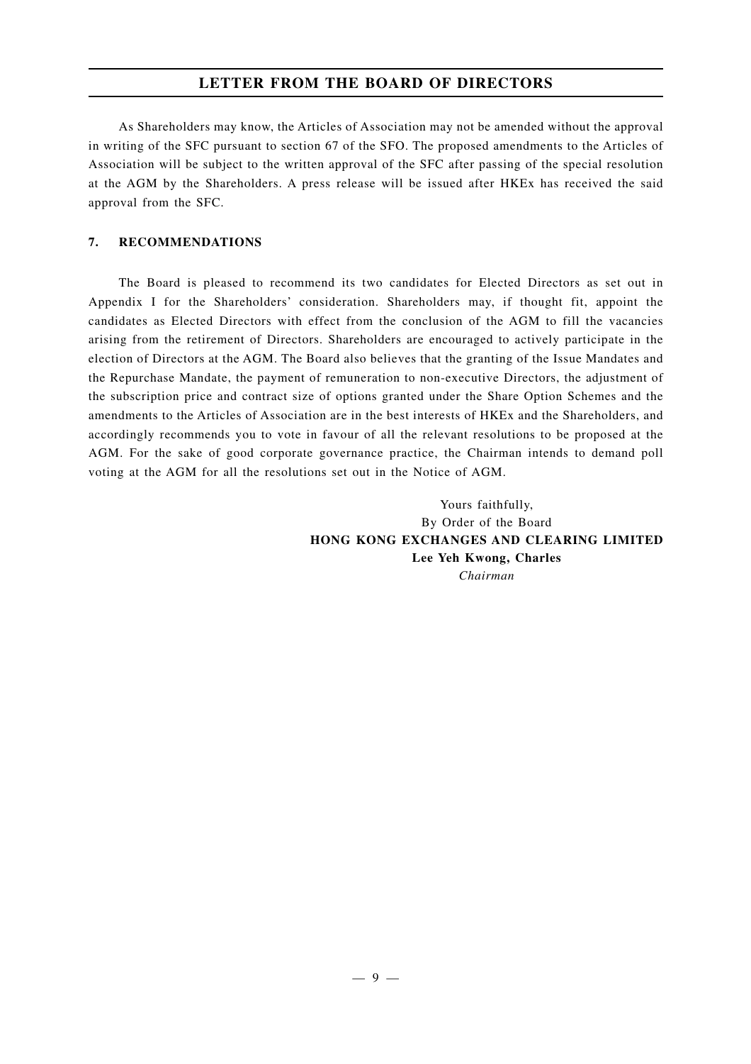As Shareholders may know, the Articles of Association may not be amended without the approval in writing of the SFC pursuant to section 67 of the SFO. The proposed amendments to the Articles of Association will be subject to the written approval of the SFC after passing of the special resolution at the AGM by the Shareholders. A press release will be issued after HKEx has received the said approval from the SFC.

## 7. RECOMMENDATIONS

The Board is pleased to recommend its two candidates for Elected Directors as set out in Appendix I for the Shareholders' consideration. Shareholders may, if thought fit, appoint the candidates as Elected Directors with effect from the conclusion of the AGM to fill the vacancies arising from the retirement of Directors. Shareholders are encouraged to actively participate in the election of Directors at the AGM. The Board also believes that the granting of the Issue Mandates and the Repurchase Mandate, the payment of remuneration to non-executive Directors, the adjustment of the subscription price and contract size of options granted under the Share Option Schemes and the amendments to the Articles of Association are in the best interests of HKEx and the Shareholders, and accordingly recommends you to vote in favour of all the relevant resolutions to be proposed at the AGM. For the sake of good corporate governance practice, the Chairman intends to demand poll voting at the AGM for all the resolutions set out in the Notice of AGM.

Yours faithfully,
By Order of the Board
**HONG KONG EXCHANGES AND CLEARING LIMITED**
**Lee Yeh Kwong, Charles**
*Chairman*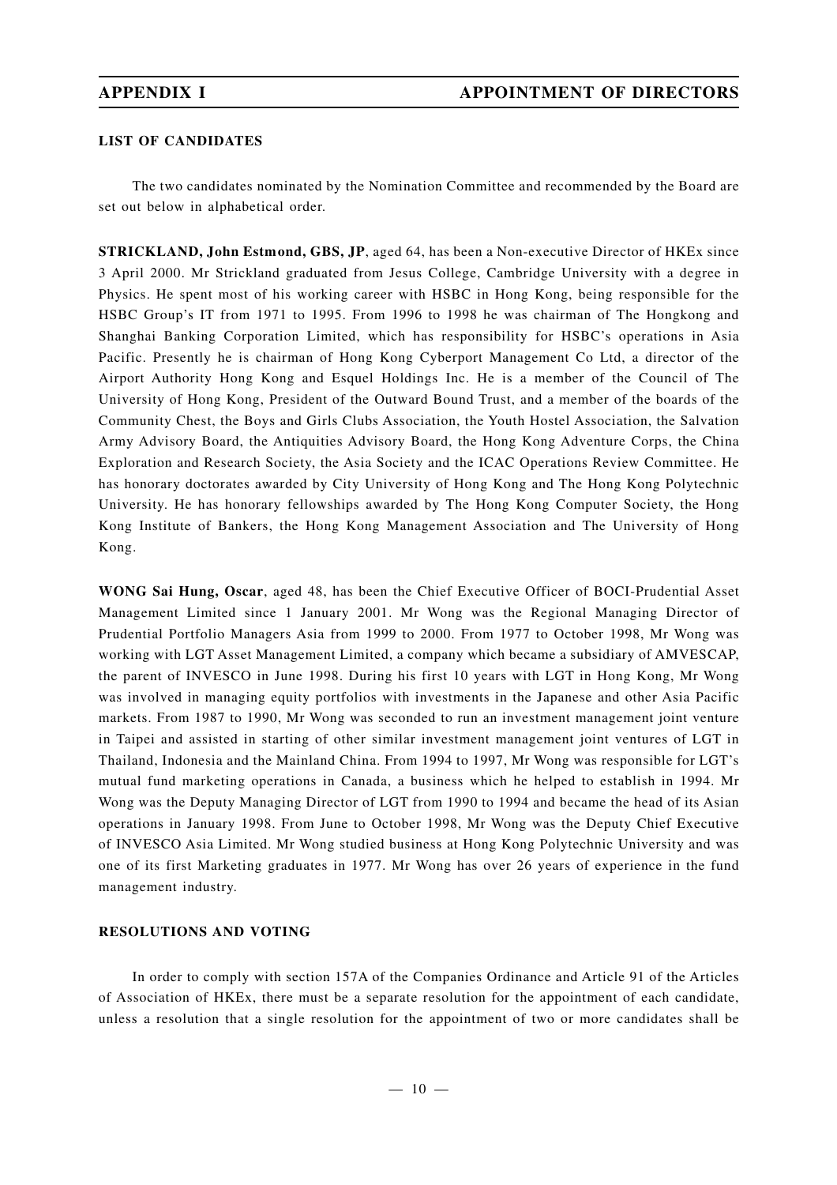## LIST OF CANDIDATES

The two candidates nominated by the Nomination Committee and recommended by the Board are set out below in alphabetical order.

**STRICKLAND, John Estmond, GBS, JP**, aged 64, has been a Non-executive Director of HKEx since 3 April 2000. Mr Strickland graduated from Jesus College, Cambridge University with a degree in Physics. He spent most of his working career with HSBC in Hong Kong, being responsible for the HSBC Group's IT from 1971 to 1995. From 1996 to 1998 he was chairman of The Hongkong and Shanghai Banking Corporation Limited, which has responsibility for HSBC's operations in Asia Pacific. Presently he is chairman of Hong Kong Cyberport Management Co Ltd, a director of the Airport Authority Hong Kong and Esquel Holdings Inc. He is a member of the Council of The University of Hong Kong, President of the Outward Bound Trust, and a member of the boards of the Community Chest, the Boys and Girls Clubs Association, the Youth Hostel Association, the Salvation Army Advisory Board, the Antiquities Advisory Board, the Hong Kong Adventure Corps, the China Exploration and Research Society, the Asia Society and the ICAC Operations Review Committee. He has honorary doctorates awarded by City University of Hong Kong and The Hong Kong Polytechnic University. He has honorary fellowships awarded by The Hong Kong Computer Society, the Hong Kong Institute of Bankers, the Hong Kong Management Association and The University of Hong Kong.

**WONG Sai Hung, Oscar**, aged 48, has been the Chief Executive Officer of BOCI-Prudential Asset Management Limited since 1 January 2001. Mr Wong was the Regional Managing Director of Prudential Portfolio Managers Asia from 1999 to 2000. From 1977 to October 1998, Mr Wong was working with LGT Asset Management Limited, a company which became a subsidiary of AMVESCAP, the parent of INVESCO in June 1998. During his first 10 years with LGT in Hong Kong, Mr Wong was involved in managing equity portfolios with investments in the Japanese and other Asia Pacific markets. From 1987 to 1990, Mr Wong was seconded to run an investment management joint venture in Taipei and assisted in starting of other similar investment management joint ventures of LGT in Thailand, Indonesia and the Mainland China. From 1994 to 1997, Mr Wong was responsible for LGT's mutual fund marketing operations in Canada, a business which he helped to establish in 1994. Mr Wong was the Deputy Managing Director of LGT from 1990 to 1994 and became the head of its Asian operations in January 1998. From June to October 1998, Mr Wong was the Deputy Chief Executive of INVESCO Asia Limited. Mr Wong studied business at Hong Kong Polytechnic University and was one of its first Marketing graduates in 1977. Mr Wong has over 26 years of experience in the fund management industry.

## RESOLUTIONS AND VOTING

In order to comply with section 157A of the Companies Ordinance and Article 91 of the Articles of Association of HKEx, there must be a separate resolution for the appointment of each candidate, unless a resolution that a single resolution for the appointment of two or more candidates shall be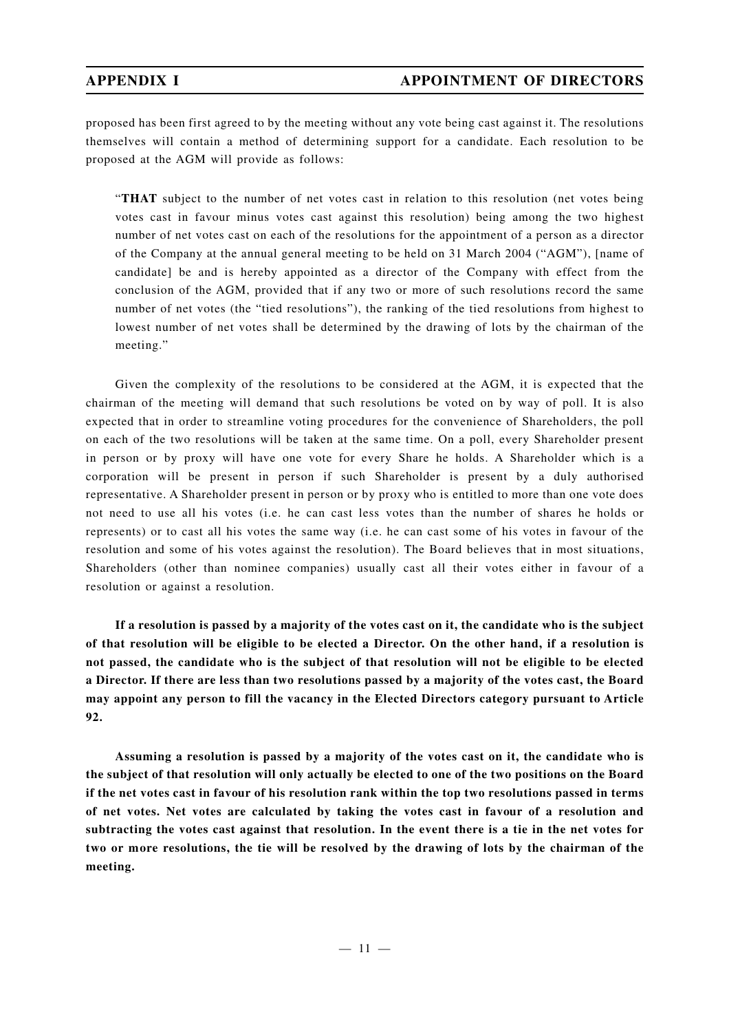proposed has been first agreed to by the meeting without any vote being cast against it. The resolutions themselves will contain a method of determining support for a candidate. Each resolution to be proposed at the AGM will provide as follows:

> "**THAT** subject to the number of net votes cast in relation to this resolution (net votes being votes cast in favour minus votes cast against this resolution) being among the two highest number of net votes cast on each of the resolutions for the appointment of a person as a director of the Company at the annual general meeting to be held on 31 March 2004 ("AGM"), [name of candidate] be and is hereby appointed as a director of the Company with effect from the conclusion of the AGM, provided that if any two or more of such resolutions record the same number of net votes (the "tied resolutions"), the ranking of the tied resolutions from highest to lowest number of net votes shall be determined by the drawing of lots by the chairman of the meeting."

Given the complexity of the resolutions to be considered at the AGM, it is expected that the chairman of the meeting will demand that such resolutions be voted on by way of poll. It is also expected that in order to streamline voting procedures for the convenience of Shareholders, the poll on each of the two resolutions will be taken at the same time. On a poll, every Shareholder present in person or by proxy will have one vote for every Share he holds. A Shareholder which is a corporation will be present in person if such Shareholder is present by a duly authorised representative. A Shareholder present in person or by proxy who is entitled to more than one vote does not need to use all his votes (i.e. he can cast less votes than the number of shares he holds or represents) or to cast all his votes the same way (i.e. he can cast some of his votes in favour of the resolution and some of his votes against the resolution). The Board believes that in most situations, Shareholders (other than nominee companies) usually cast all their votes either in favour of a resolution or against a resolution.

**If a resolution is passed by a majority of the votes cast on it, the candidate who is the subject of that resolution will be eligible to be elected a Director. On the other hand, if a resolution is not passed, the candidate who is the subject of that resolution will not be eligible to be elected a Director. If there are less than two resolutions passed by a majority of the votes cast, the Board may appoint any person to fill the vacancy in the Elected Directors category pursuant to Article 92.**

**Assuming a resolution is passed by a majority of the votes cast on it, the candidate who is the subject of that resolution will only actually be elected to one of the two positions on the Board if the net votes cast in favour of his resolution rank within the top two resolutions passed in terms of net votes. Net votes are calculated by taking the votes cast in favour of a resolution and subtracting the votes cast against that resolution. In the event there is a tie in the net votes for two or more resolutions, the tie will be resolved by the drawing of lots by the chairman of the meeting.**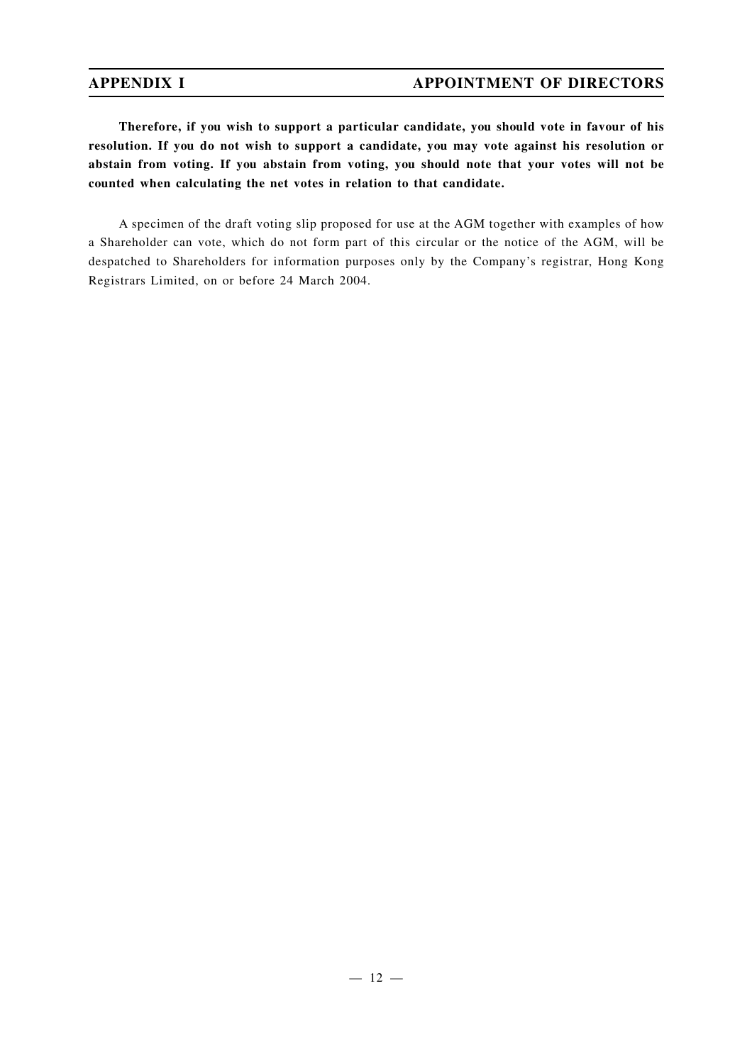**Therefore, if you wish to support a particular candidate, you should vote in favour of his resolution. If you do not wish to support a candidate, you may vote against his resolution or abstain from voting. If you abstain from voting, you should note that your votes will not be counted when calculating the net votes in relation to that candidate.**

A specimen of the draft voting slip proposed for use at the AGM together with examples of how a Shareholder can vote, which do not form part of this circular or the notice of the AGM, will be despatched to Shareholders for information purposes only by the Company's registrar, Hong Kong Registrars Limited, on or before 24 March 2004.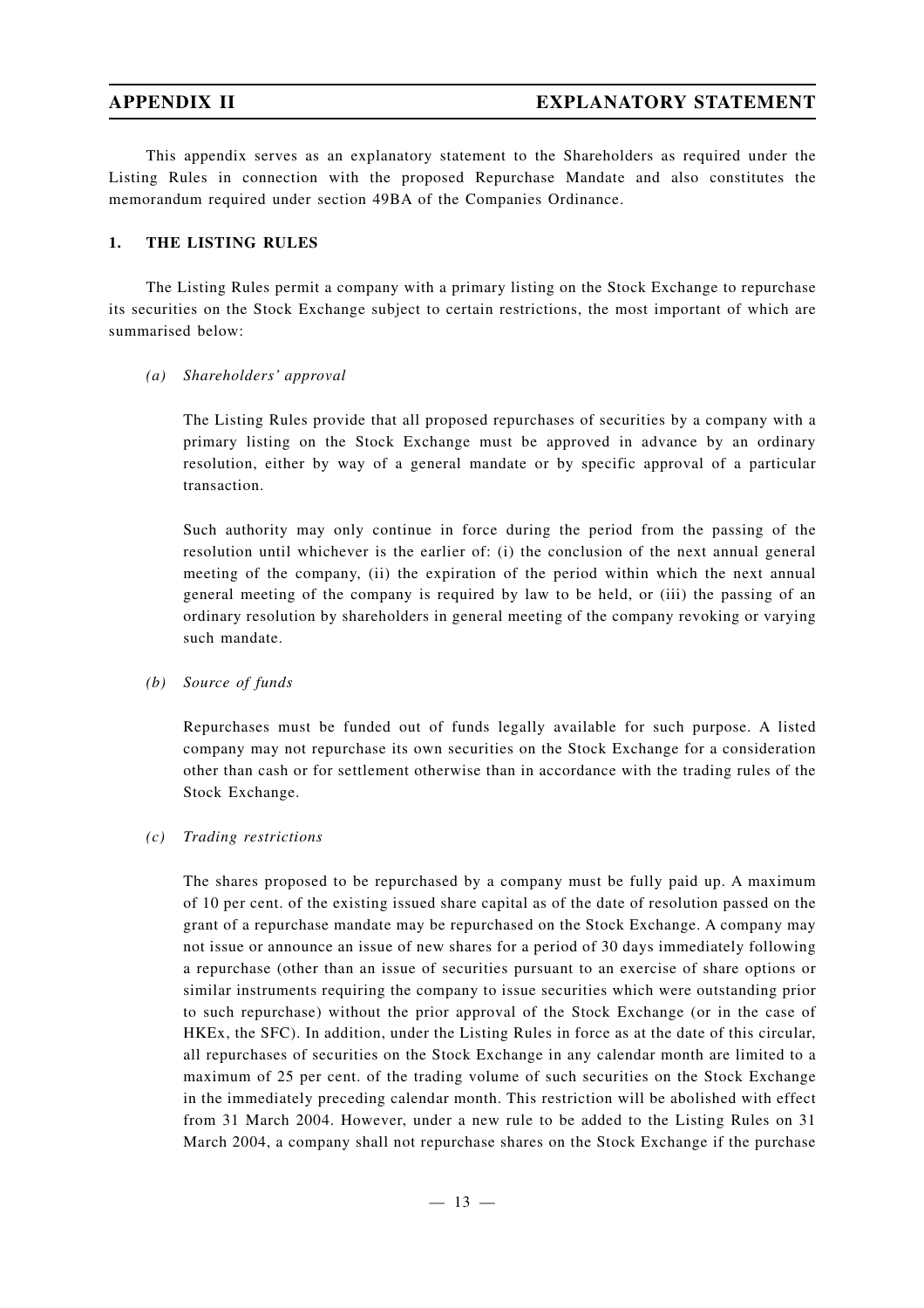# APPENDIX II EXPLANATORY STATEMENT

This appendix serves as an explanatory statement to the Shareholders as required under the Listing Rules in connection with the proposed Repurchase Mandate and also constitutes the memorandum required under section 49BA of the Companies Ordinance.

## 1. THE LISTING RULES

The Listing Rules permit a company with a primary listing on the Stock Exchange to repurchase its securities on the Stock Exchange subject to certain restrictions, the most important of which are summarised below:

*(a) Shareholders' approval*

The Listing Rules provide that all proposed repurchases of securities by a company with a primary listing on the Stock Exchange must be approved in advance by an ordinary resolution, either by way of a general mandate or by specific approval of a particular transaction.

Such authority may only continue in force during the period from the passing of the resolution until whichever is the earlier of: (i) the conclusion of the next annual general meeting of the company, (ii) the expiration of the period within which the next annual general meeting of the company is required by law to be held, or (iii) the passing of an ordinary resolution by shareholders in general meeting of the company revoking or varying such mandate.

*(b) Source of funds*

Repurchases must be funded out of funds legally available for such purpose. A listed company may not repurchase its own securities on the Stock Exchange for a consideration other than cash or for settlement otherwise than in accordance with the trading rules of the Stock Exchange.

*(c) Trading restrictions*

The shares proposed to be repurchased by a company must be fully paid up. A maximum of 10 per cent. of the existing issued share capital as of the date of resolution passed on the grant of a repurchase mandate may be repurchased on the Stock Exchange. A company may not issue or announce an issue of new shares for a period of 30 days immediately following a repurchase (other than an issue of securities pursuant to an exercise of share options or similar instruments requiring the company to issue securities which were outstanding prior to such repurchase) without the prior approval of the Stock Exchange (or in the case of HKEx, the SFC). In addition, under the Listing Rules in force as at the date of this circular, all repurchases of securities on the Stock Exchange in any calendar month are limited to a maximum of 25 per cent. of the trading volume of such securities on the Stock Exchange in the immediately preceding calendar month. This restriction will be abolished with effect from 31 March 2004. However, under a new rule to be added to the Listing Rules on 31 March 2004, a company shall not repurchase shares on the Stock Exchange if the purchase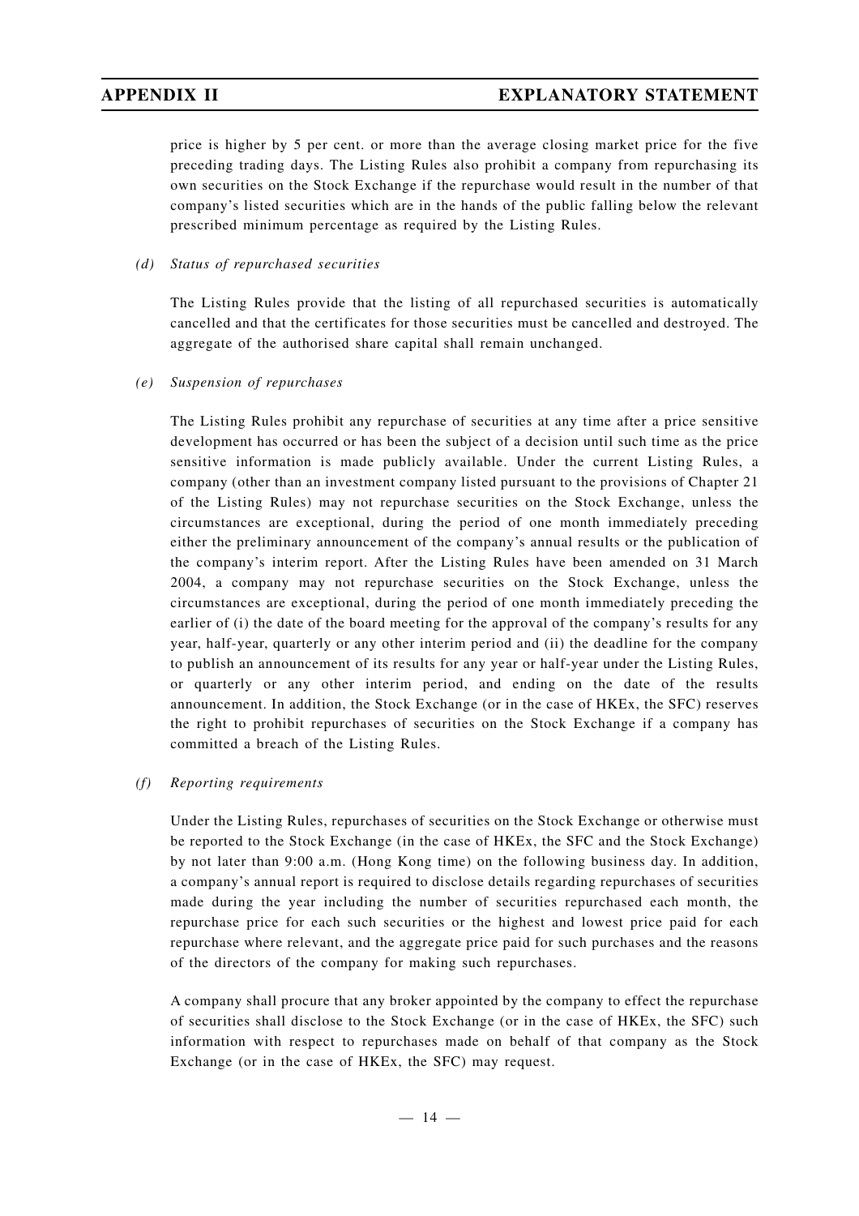price is higher by 5 per cent. or more than the average closing market price for the five preceding trading days. The Listing Rules also prohibit a company from repurchasing its own securities on the Stock Exchange if the repurchase would result in the number of that company's listed securities which are in the hands of the public falling below the relevant prescribed minimum percentage as required by the Listing Rules.

*(d) Status of repurchased securities*

The Listing Rules provide that the listing of all repurchased securities is automatically cancelled and that the certificates for those securities must be cancelled and destroyed. The aggregate of the authorised share capital shall remain unchanged.

*(e) Suspension of repurchases*

The Listing Rules prohibit any repurchase of securities at any time after a price sensitive development has occurred or has been the subject of a decision until such time as the price sensitive information is made publicly available. Under the current Listing Rules, a company (other than an investment company listed pursuant to the provisions of Chapter 21 of the Listing Rules) may not repurchase securities on the Stock Exchange, unless the circumstances are exceptional, during the period of one month immediately preceding either the preliminary announcement of the company's annual results or the publication of the company's interim report. After the Listing Rules have been amended on 31 March 2004, a company may not repurchase securities on the Stock Exchange, unless the circumstances are exceptional, during the period of one month immediately preceding the earlier of (i) the date of the board meeting for the approval of the company's results for any year, half-year, quarterly or any other interim period and (ii) the deadline for the company to publish an announcement of its results for any year or half-year under the Listing Rules, or quarterly or any other interim period, and ending on the date of the results announcement. In addition, the Stock Exchange (or in the case of HKEx, the SFC) reserves the right to prohibit repurchases of securities on the Stock Exchange if a company has committed a breach of the Listing Rules.

*(f) Reporting requirements*

Under the Listing Rules, repurchases of securities on the Stock Exchange or otherwise must be reported to the Stock Exchange (in the case of HKEx, the SFC and the Stock Exchange) by not later than 9:00 a.m. (Hong Kong time) on the following business day. In addition, a company's annual report is required to disclose details regarding repurchases of securities made during the year including the number of securities repurchased each month, the repurchase price for each such securities or the highest and lowest price paid for each repurchase where relevant, and the aggregate price paid for such purchases and the reasons of the directors of the company for making such repurchases.

A company shall procure that any broker appointed by the company to effect the repurchase of securities shall disclose to the Stock Exchange (or in the case of HKEx, the SFC) such information with respect to repurchases made on behalf of that company as the Stock Exchange (or in the case of HKEx, the SFC) may request.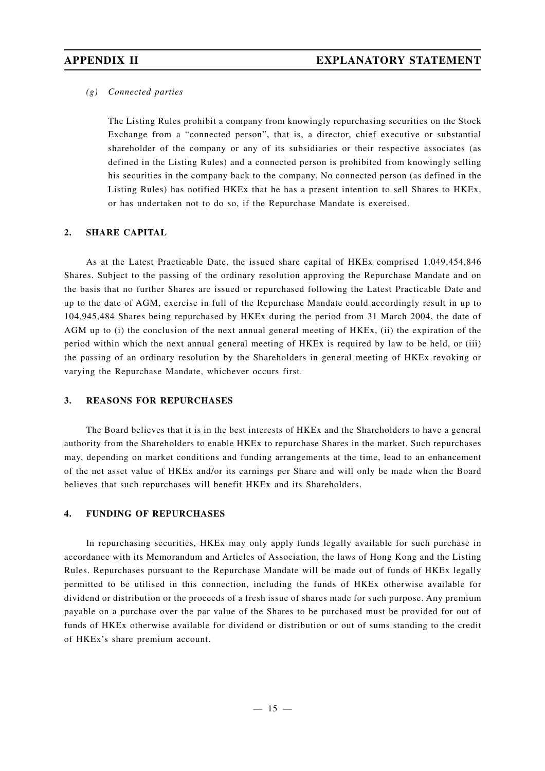*(g) Connected parties*

The Listing Rules prohibit a company from knowingly repurchasing securities on the Stock Exchange from a "connected person", that is, a director, chief executive or substantial shareholder of the company or any of its subsidiaries or their respective associates (as defined in the Listing Rules) and a connected person is prohibited from knowingly selling his securities in the company back to the company. No connected person (as defined in the Listing Rules) has notified HKEx that he has a present intention to sell Shares to HKEx, or has undertaken not to do so, if the Repurchase Mandate is exercised.

## 2. SHARE CAPITAL

As at the Latest Practicable Date, the issued share capital of HKEx comprised 1,049,454,846 Shares. Subject to the passing of the ordinary resolution approving the Repurchase Mandate and on the basis that no further Shares are issued or repurchased following the Latest Practicable Date and up to the date of AGM, exercise in full of the Repurchase Mandate could accordingly result in up to 104,945,484 Shares being repurchased by HKEx during the period from 31 March 2004, the date of AGM up to (i) the conclusion of the next annual general meeting of HKEx, (ii) the expiration of the period within which the next annual general meeting of HKEx is required by law to be held, or (iii) the passing of an ordinary resolution by the Shareholders in general meeting of HKEx revoking or varying the Repurchase Mandate, whichever occurs first.

## 3. REASONS FOR REPURCHASES

The Board believes that it is in the best interests of HKEx and the Shareholders to have a general authority from the Shareholders to enable HKEx to repurchase Shares in the market. Such repurchases may, depending on market conditions and funding arrangements at the time, lead to an enhancement of the net asset value of HKEx and/or its earnings per Share and will only be made when the Board believes that such repurchases will benefit HKEx and its Shareholders.

## 4. FUNDING OF REPURCHASES

In repurchasing securities, HKEx may only apply funds legally available for such purchase in accordance with its Memorandum and Articles of Association, the laws of Hong Kong and the Listing Rules. Repurchases pursuant to the Repurchase Mandate will be made out of funds of HKEx legally permitted to be utilised in this connection, including the funds of HKEx otherwise available for dividend or distribution or the proceeds of a fresh issue of shares made for such purpose. Any premium payable on a purchase over the par value of the Shares to be purchased must be provided for out of funds of HKEx otherwise available for dividend or distribution or out of sums standing to the credit of HKEx's share premium account.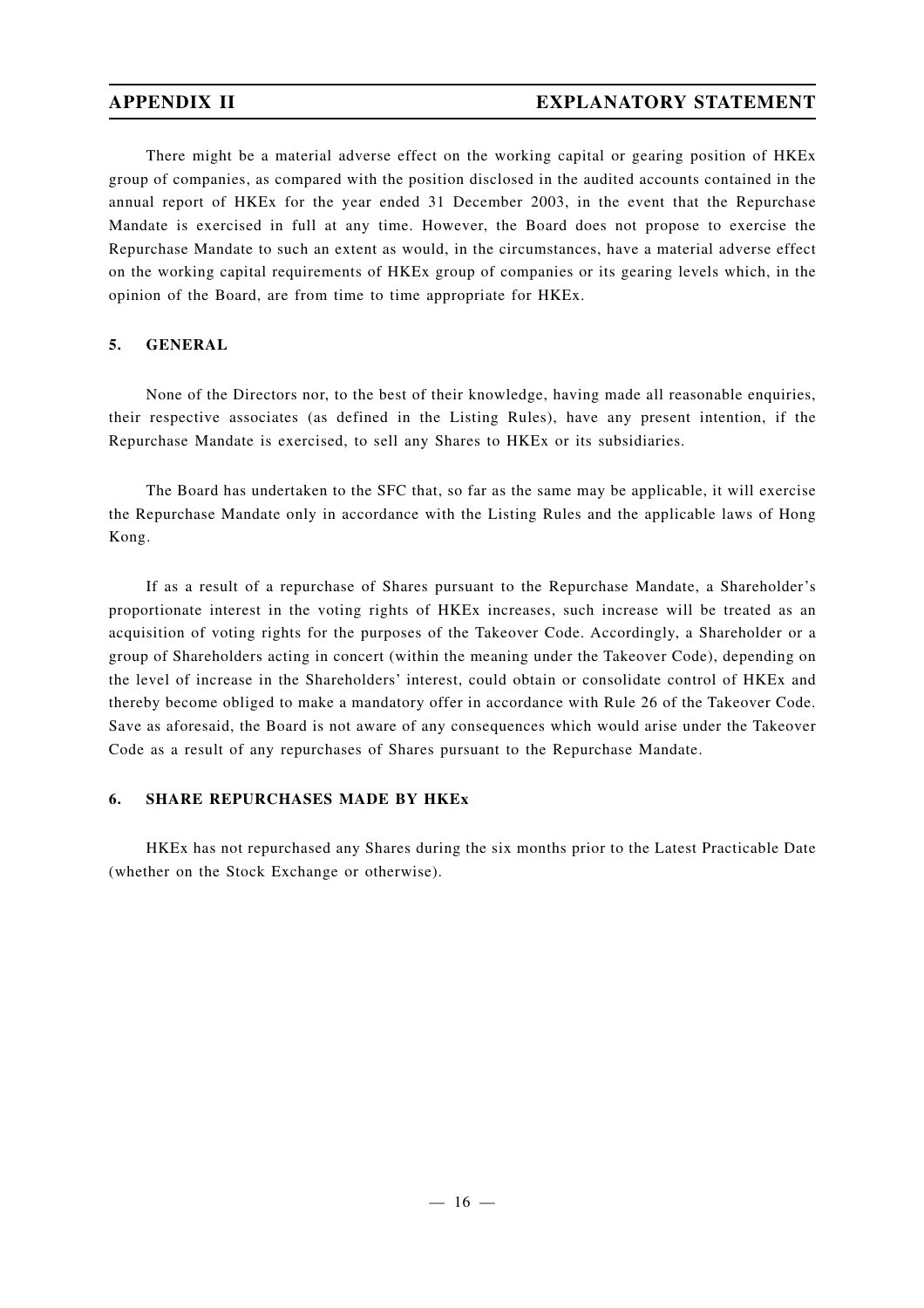There might be a material adverse effect on the working capital or gearing position of HKEx group of companies, as compared with the position disclosed in the audited accounts contained in the annual report of HKEx for the year ended 31 December 2003, in the event that the Repurchase Mandate is exercised in full at any time. However, the Board does not propose to exercise the Repurchase Mandate to such an extent as would, in the circumstances, have a material adverse effect on the working capital requirements of HKEx group of companies or its gearing levels which, in the opinion of the Board, are from time to time appropriate for HKEx.

## 5. GENERAL

None of the Directors nor, to the best of their knowledge, having made all reasonable enquiries, their respective associates (as defined in the Listing Rules), have any present intention, if the Repurchase Mandate is exercised, to sell any Shares to HKEx or its subsidiaries.

The Board has undertaken to the SFC that, so far as the same may be applicable, it will exercise the Repurchase Mandate only in accordance with the Listing Rules and the applicable laws of Hong Kong.

If as a result of a repurchase of Shares pursuant to the Repurchase Mandate, a Shareholder's proportionate interest in the voting rights of HKEx increases, such increase will be treated as an acquisition of voting rights for the purposes of the Takeover Code. Accordingly, a Shareholder or a group of Shareholders acting in concert (within the meaning under the Takeover Code), depending on the level of increase in the Shareholders' interest, could obtain or consolidate control of HKEx and thereby become obliged to make a mandatory offer in accordance with Rule 26 of the Takeover Code. Save as aforesaid, the Board is not aware of any consequences which would arise under the Takeover Code as a result of any repurchases of Shares pursuant to the Repurchase Mandate.

## 6. SHARE REPURCHASES MADE BY HKEx

HKEx has not repurchased any Shares during the six months prior to the Latest Practicable Date (whether on the Stock Exchange or otherwise).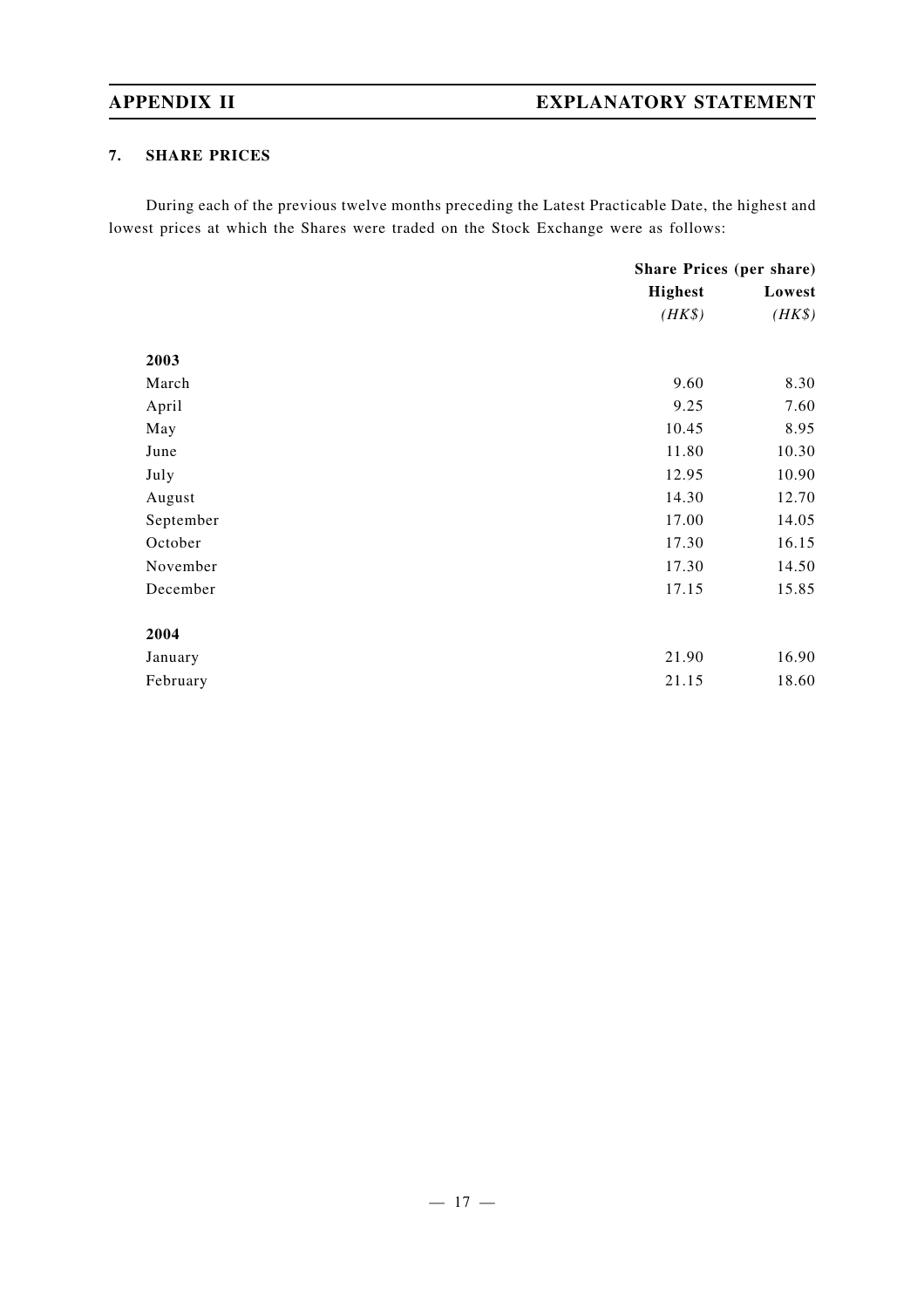### 7. SHARE PRICES

During each of the previous twelve months preceding the Latest Practicable Date, the highest and lowest prices at which the Shares were traded on the Stock Exchange were as follows:

| | Share Prices (per share) | |
|---|---|---|
| | Highest | Lowest |
| | *(HK$)* | *(HK$)* |
| **2003** | | |
| March | 9.60 | 8.30 |
| April | 9.25 | 7.60 |
| May | 10.45 | 8.95 |
| June | 11.80 | 10.30 |
| July | 12.95 | 10.90 |
| August | 14.30 | 12.70 |
| September | 17.00 | 14.05 |
| October | 17.30 | 16.15 |
| November | 17.30 | 14.50 |
| December | 17.15 | 15.85 |
| **2004** | | |
| January | 21.90 | 16.90 |
| February | 21.15 | 18.60 |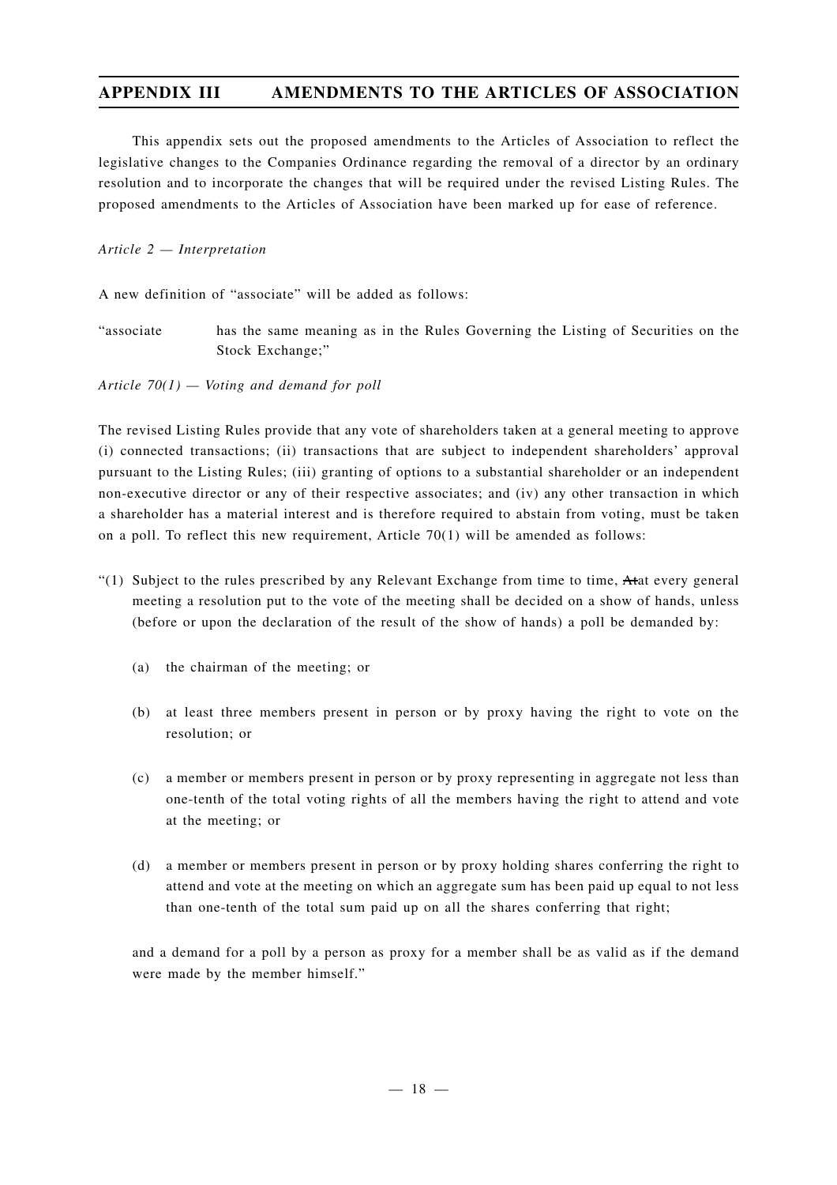## APPENDIX III AMENDMENTS TO THE ARTICLES OF ASSOCIATION

This appendix sets out the proposed amendments to the Articles of Association to reflect the legislative changes to the Companies Ordinance regarding the removal of a director by an ordinary resolution and to incorporate the changes that will be required under the revised Listing Rules. The proposed amendments to the Articles of Association have been marked up for ease of reference.

*Article 2 — Interpretation*

A new definition of "associate" will be added as follows:

"associate has the same meaning as in the Rules Governing the Listing of Securities on the Stock Exchange;"

*Article 70(1) — Voting and demand for poll*

The revised Listing Rules provide that any vote of shareholders taken at a general meeting to approve (i) connected transactions; (ii) transactions that are subject to independent shareholders' approval pursuant to the Listing Rules; (iii) granting of options to a substantial shareholder or an independent non-executive director or any of their respective associates; and (iv) any other transaction in which a shareholder has a material interest and is therefore required to abstain from voting, must be taken on a poll. To reflect this new requirement, Article 70(1) will be amended as follows:

"(1) Subject to the rules prescribed by any Relevant Exchange from time to time, ~~At~~at every general meeting a resolution put to the vote of the meeting shall be decided on a show of hands, unless (before or upon the declaration of the result of the show of hands) a poll be demanded by:

(a) the chairman of the meeting; or

(b) at least three members present in person or by proxy having the right to vote on the resolution; or

(c) a member or members present in person or by proxy representing in aggregate not less than one-tenth of the total voting rights of all the members having the right to attend and vote at the meeting; or

(d) a member or members present in person or by proxy holding shares conferring the right to attend and vote at the meeting on which an aggregate sum has been paid up equal to not less than one-tenth of the total sum paid up on all the shares conferring that right;

and a demand for a poll by a person as proxy for a member shall be as valid as if the demand were made by the member himself."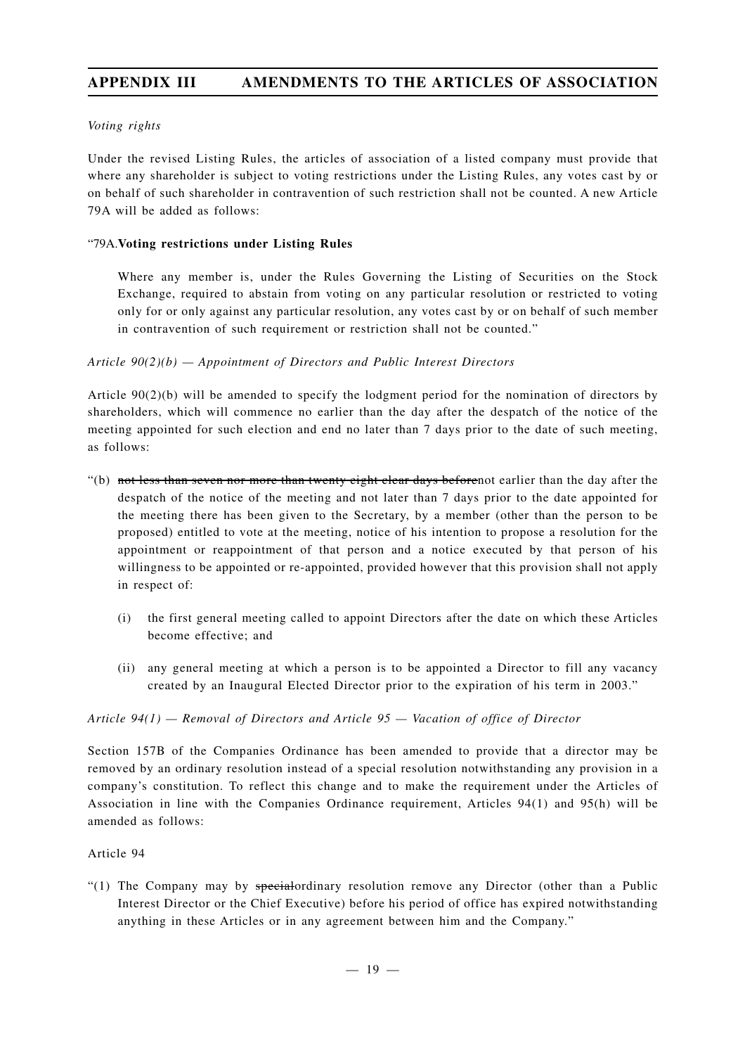*Voting rights*

Under the revised Listing Rules, the articles of association of a listed company must provide that where any shareholder is subject to voting restrictions under the Listing Rules, any votes cast by or on behalf of such shareholder in contravention of such restriction shall not be counted. A new Article 79A will be added as follows:

"79A.**Voting restrictions under Listing Rules**

> Where any member is, under the Rules Governing the Listing of Securities on the Stock Exchange, required to abstain from voting on any particular resolution or restricted to voting only for or only against any particular resolution, any votes cast by or on behalf of such member in contravention of such requirement or restriction shall not be counted."

*Article 90(2)(b) — Appointment of Directors and Public Interest Directors*

Article 90(2)(b) will be amended to specify the lodgment period for the nomination of directors by shareholders, which will commence no earlier than the day after the despatch of the notice of the meeting appointed for such election and end no later than 7 days prior to the date of such meeting, as follows:

"(b) ~~not less than seven nor more than twenty eight clear days before~~not earlier than the day after the despatch of the notice of the meeting and not later than 7 days prior to the date appointed for the meeting there has been given to the Secretary, by a member (other than the person to be proposed) entitled to vote at the meeting, notice of his intention to propose a resolution for the appointment or reappointment of that person and a notice executed by that person of his willingness to be appointed or re-appointed, provided however that this provision shall not apply in respect of:

   (i) the first general meeting called to appoint Directors after the date on which these Articles become effective; and

   (ii) any general meeting at which a person is to be appointed a Director to fill any vacancy created by an Inaugural Elected Director prior to the expiration of his term in 2003."

*Article 94(1) — Removal of Directors and Article 95 — Vacation of office of Director*

Section 157B of the Companies Ordinance has been amended to provide that a director may be removed by an ordinary resolution instead of a special resolution notwithstanding any provision in a company's constitution. To reflect this change and to make the requirement under the Articles of Association in line with the Companies Ordinance requirement, Articles 94(1) and 95(h) will be amended as follows:

Article 94

"(1) The Company may by ~~special~~ordinary resolution remove any Director (other than a Public Interest Director or the Chief Executive) before his period of office has expired notwithstanding anything in these Articles or in any agreement between him and the Company."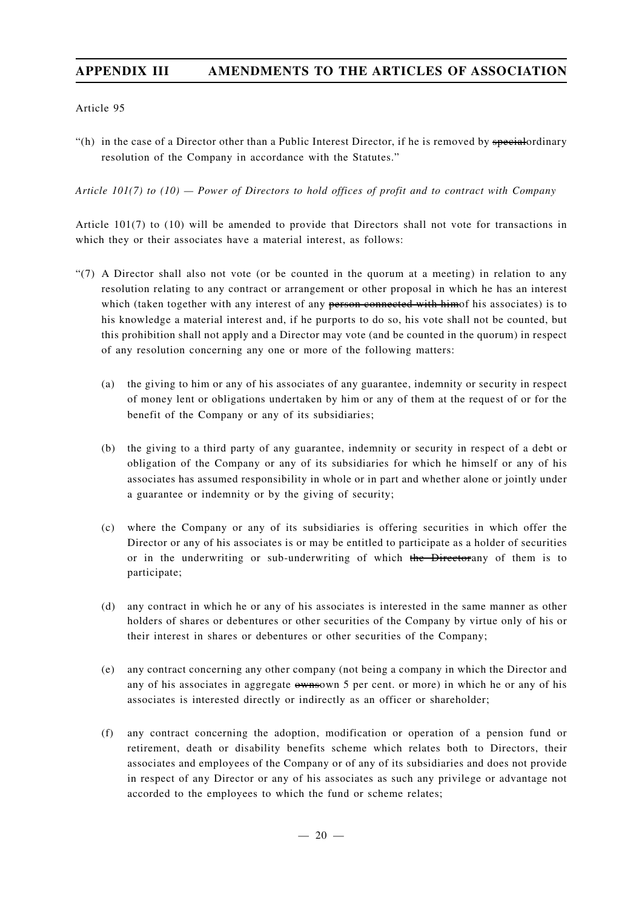Article 95

"(h) in the case of a Director other than a Public Interest Director, if he is removed by ~~special~~ordinary resolution of the Company in accordance with the Statutes."

*Article 101(7) to (10) — Power of Directors to hold offices of profit and to contract with Company*

Article 101(7) to (10) will be amended to provide that Directors shall not vote for transactions in which they or their associates have a material interest, as follows:

"(7) A Director shall also not vote (or be counted in the quorum at a meeting) in relation to any resolution relating to any contract or arrangement or other proposal in which he has an interest which (taken together with any interest of any ~~person connected with him~~of his associates) is to his knowledge a material interest and, if he purports to do so, his vote shall not be counted, but this prohibition shall not apply and a Director may vote (and be counted in the quorum) in respect of any resolution concerning any one or more of the following matters:

(a) the giving to him or any of his associates of any guarantee, indemnity or security in respect of money lent or obligations undertaken by him or any of them at the request of or for the benefit of the Company or any of its subsidiaries;

(b) the giving to a third party of any guarantee, indemnity or security in respect of a debt or obligation of the Company or any of its subsidiaries for which he himself or any of his associates has assumed responsibility in whole or in part and whether alone or jointly under a guarantee or indemnity or by the giving of security;

(c) where the Company or any of its subsidiaries is offering securities in which offer the Director or any of his associates is or may be entitled to participate as a holder of securities or in the underwriting or sub-underwriting of which ~~the Director~~any of them is to participate;

(d) any contract in which he or any of his associates is interested in the same manner as other holders of shares or debentures or other securities of the Company by virtue only of his or their interest in shares or debentures or other securities of the Company;

(e) any contract concerning any other company (not being a company in which the Director and any of his associates in aggregate ~~owns~~own 5 per cent. or more) in which he or any of his associates is interested directly or indirectly as an officer or shareholder;

(f) any contract concerning the adoption, modification or operation of a pension fund or retirement, death or disability benefits scheme which relates both to Directors, their associates and employees of the Company or of any of its subsidiaries and does not provide in respect of any Director or any of his associates as such any privilege or advantage not accorded to the employees to which the fund or scheme relates;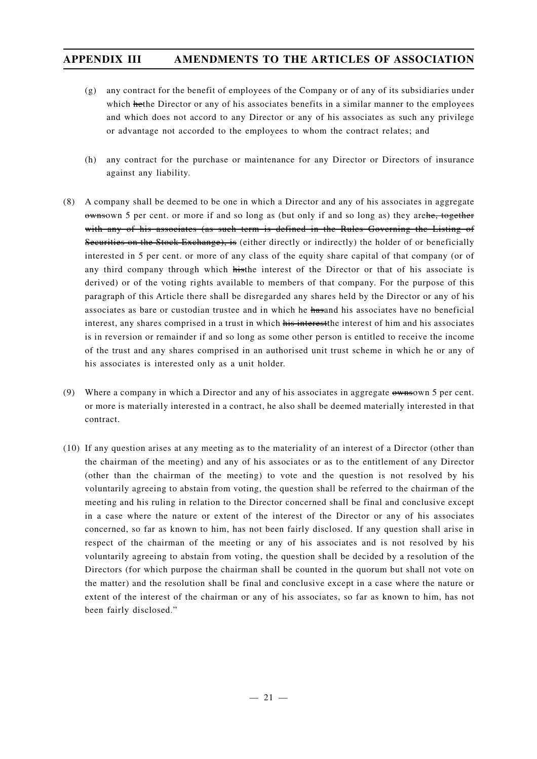(g) any contract for the benefit of employees of the Company or of any of its subsidiaries under which ~~he~~the Director or any of his associates benefits in a similar manner to the employees and which does not accord to any Director or any of his associates as such any privilege or advantage not accorded to the employees to whom the contract relates; and

(h) any contract for the purchase or maintenance for any Director or Directors of insurance against any liability.

(8) A company shall be deemed to be one in which a Director and any of his associates in aggregate ~~owns~~own 5 per cent. or more if and so long as (but only if and so long as) they are~~he, together with any of his associates (as such term is defined in the Rules Governing the Listing of Securities on the Stock Exchange), is~~ (either directly or indirectly) the holder of or beneficially interested in 5 per cent. or more of any class of the equity share capital of that company (or of any third company through which ~~his~~the interest of the Director or that of his associate is derived) or of the voting rights available to members of that company. For the purpose of this paragraph of this Article there shall be disregarded any shares held by the Director or any of his associates as bare or custodian trustee and in which he ~~has~~and his associates have no beneficial interest, any shares comprised in a trust in which ~~his interest~~the interest of him and his associates is in reversion or remainder if and so long as some other person is entitled to receive the income of the trust and any shares comprised in an authorised unit trust scheme in which he or any of his associates is interested only as a unit holder.

(9) Where a company in which a Director and any of his associates in aggregate ~~owns~~own 5 per cent. or more is materially interested in a contract, he also shall be deemed materially interested in that contract.

(10) If any question arises at any meeting as to the materiality of an interest of a Director (other than the chairman of the meeting) and any of his associates or as to the entitlement of any Director (other than the chairman of the meeting) to vote and the question is not resolved by his voluntarily agreeing to abstain from voting, the question shall be referred to the chairman of the meeting and his ruling in relation to the Director concerned shall be final and conclusive except in a case where the nature or extent of the interest of the Director or any of his associates concerned, so far as known to him, has not been fairly disclosed. If any question shall arise in respect of the chairman of the meeting or any of his associates and is not resolved by his voluntarily agreeing to abstain from voting, the question shall be decided by a resolution of the Directors (for which purpose the chairman shall be counted in the quorum but shall not vote on the matter) and the resolution shall be final and conclusive except in a case where the nature or extent of the interest of the chairman or any of his associates, so far as known to him, has not been fairly disclosed."